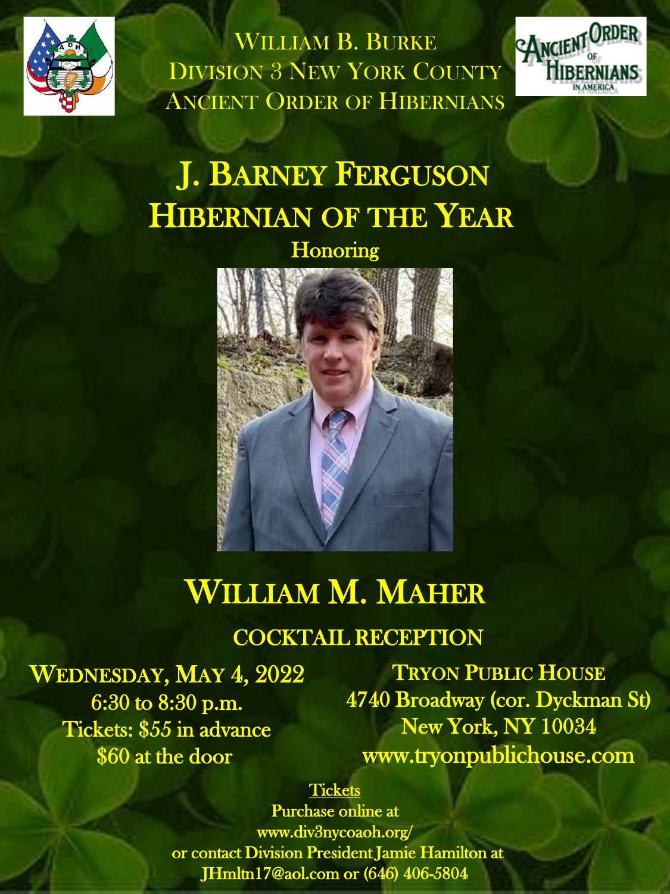# William B. Burke
## Division 3 New York County
## Ancient Order of Hibernians

# J. Barney Ferguson Hibernian of the Year

Honoring

# William M. Maher

## COCKTAIL RECEPTION

**Wednesday, May 4, 2022**
6:30 to 8:30 p.m.
Tickets: $55 in advance
$60 at the door

**Tryon Public House**
4740 Broadway (cor. Dyckman St)
New York, NY 10034
www.tryonpublichouse.com

Tickets
Purchase online at
www.div3nycoaoh.org/
or contact Division President Jamie Hamilton at
JHmltn17@aol.com or (646) 406-5804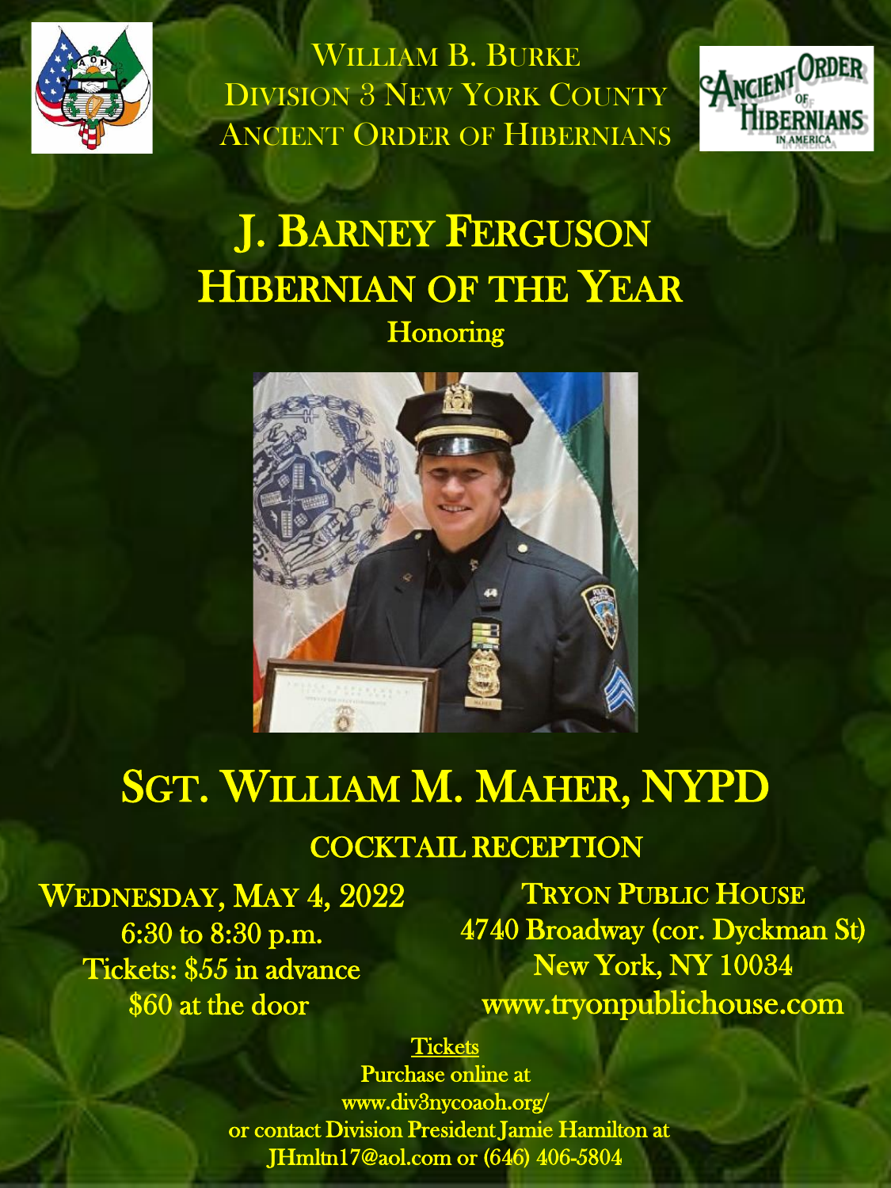William B. Burke
Division 3 New York County
Ancient Order of Hibernians

# J. Barney Ferguson Hibernian of the Year

Honoring

## Sgt. William M. Maher, NYPD

### COCKTAIL RECEPTION

**Wednesday, May 4, 2022**
6:30 to 8:30 p.m.
Tickets: $55 in advance
$60 at the door

**Tryon Public House**
4740 Broadway (cor. Dyckman St)
New York, NY 10034
www.tryonpublichouse.com

Tickets
Purchase online at
www.div3nycoaoh.org/
or contact Division President Jamie Hamilton at
JHmltn17@aol.com or (646) 406-5804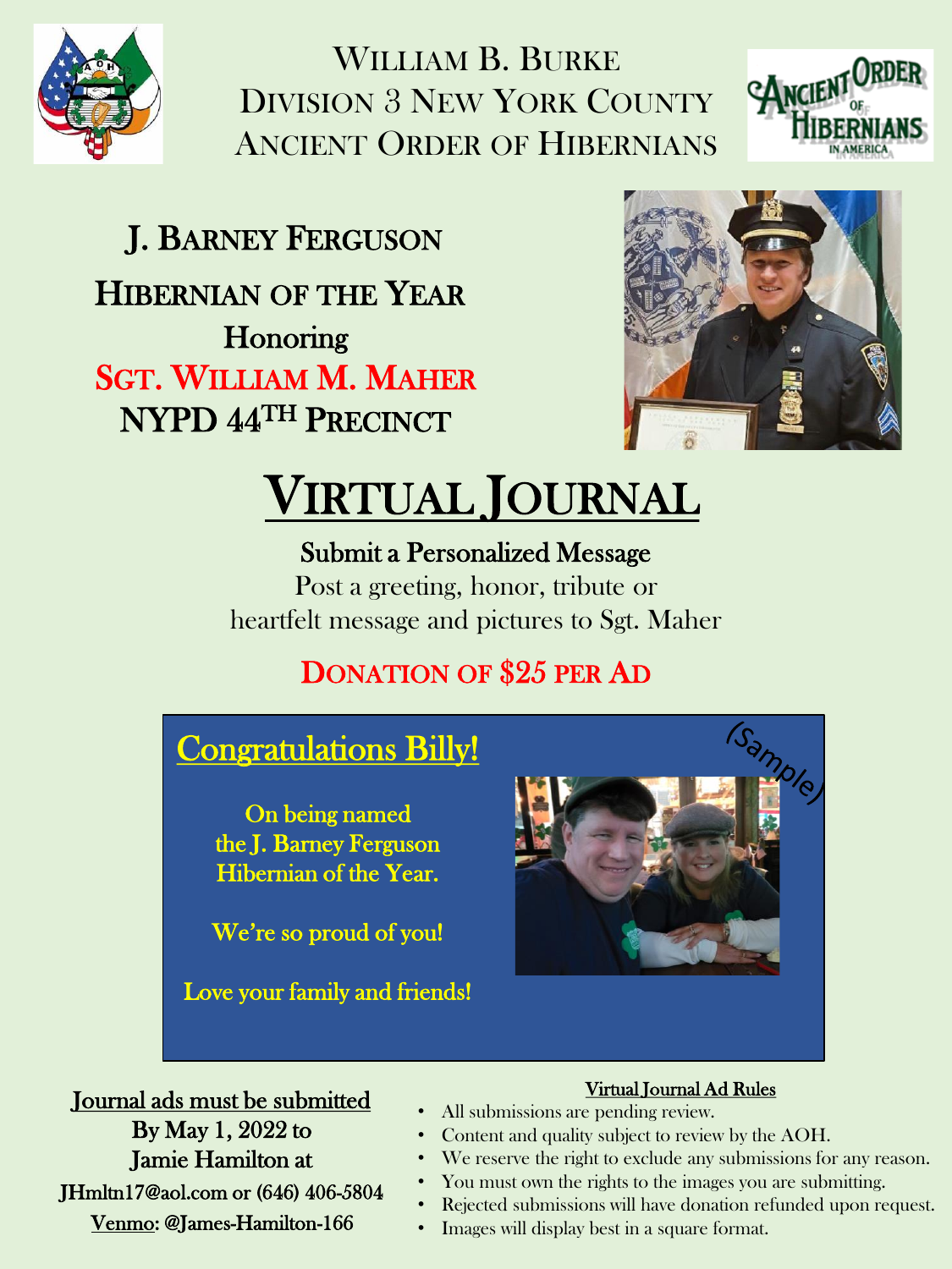# William B. Burke Division 3 New York County Ancient Order of Hibernians

## J. Barney Ferguson Hibernian of the Year

Honoring

**Sgt. William M. Maher**

**NYPD 44TH Precinct**

# Virtual Journal

**Submit a Personalized Message**

Post a greeting, honor, tribute or heartfelt message and pictures to Sgt. Maher

**Donation of $25 per Ad**

(Sample)

Congratulations Billy!

On being named the J. Barney Ferguson Hibernian of the Year.

We're so proud of you!

Love your family and friends!

Journal ads must be submitted

**By May 1, 2022 to Jamie Hamilton at JHmltn17@aol.com or (646) 406-5804**

**Venmo: @James-Hamilton-166**

**Virtual Journal Ad Rules**

- All submissions are pending review.
- Content and quality subject to review by the AOH.
- We reserve the right to exclude any submissions for any reason.
- You must own the rights to the images you are submitting.
- Rejected submissions will have donation refunded upon request.
- Images will display best in a square format.